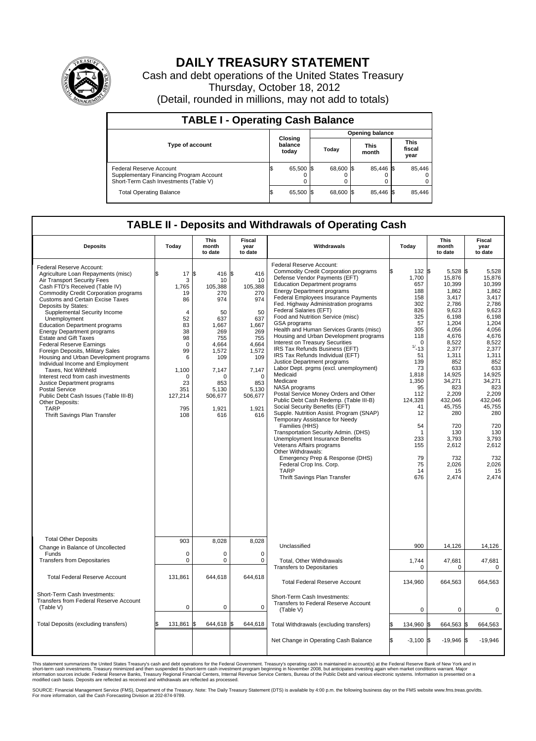# DAILY TREASURY STATEMENT

Cash and debt operations of the United States Treasury

Thursday, October 18, 2012

(Detail, rounded in millions, may not add to totals)

## TABLE I - Operating Cash Balance

| Type of account | Closing balance today | Opening balance Today | Opening balance This month | Opening balance This fiscal year |
|---|---|---|---|---|
| Federal Reserve Account | $ 65,500 | $ 68,600 | $ 85,446 | $ 85,446 |
| Supplementary Financing Program Account | 0 | 0 | 0 | 0 |
| Short-Term Cash Investments (Table V) | 0 | 0 | 0 | 0 |
| Total Operating Balance | $ 65,500 | $ 68,600 | $ 85,446 | $ 85,446 |

## TABLE II - Deposits and Withdrawals of Operating Cash

| Deposits | Today | This month to date | Fiscal year to date |
|---|---|---|---|
| Federal Reserve Account: | | | |
| Agriculture Loan Repayments (misc) | $ 17 | $ 416 | $ 416 |
| Air Transport Security Fees | 3 | 10 | 10 |
| Cash FTD's Received (Table IV) | 1,765 | 105,388 | 105,388 |
| Commodity Credit Corporation programs | 19 | 270 | 270 |
| Customs and Certain Excise Taxes | 86 | 974 | 974 |
| Deposits by States: | | | |
| Supplemental Security Income | 4 | 50 | 50 |
| Unemployment | 52 | 637 | 637 |
| Education Department programs | 83 | 1,667 | 1,667 |
| Energy Department programs | 38 | 269 | 269 |
| Estate and Gift Taxes | 98 | 755 | 755 |
| Federal Reserve Earnings | 0 | 4,664 | 4,664 |
| Foreign Deposits, Military Sales | 99 | 1,572 | 1,572 |
| Housing and Urban Development programs | 6 | 109 | 109 |
| Individual Income and Employment Taxes, Not Withheld | 1,100 | 7,147 | 7,147 |
| Interest recd from cash investments | 0 | 0 | 0 |
| Justice Department programs | 23 | 853 | 853 |
| Postal Service | 351 | 5,130 | 5,130 |
| Public Debt Cash Issues (Table III-B) | 127,214 | 506,677 | 506,677 |
| Other Deposits: | | | |
| TARP | 795 | 1,921 | 1,921 |
| Thrift Savings Plan Transfer | 108 | 616 | 616 |
| Total Other Deposits | 903 | 8,028 | 8,028 |
| Change in Balance of Uncollected Funds | 0 | 0 | 0 |
| Transfers from Depositaries | 0 | 0 | 0 |
| Total Federal Reserve Account | 131,861 | 644,618 | 644,618 |
| Short-Term Cash Investments: Transfers from Federal Reserve Account (Table V) | 0 | 0 | 0 |
| Total Deposits (excluding transfers) | $ 131,861 | $ 644,618 | $ 644,618 |

| Withdrawals | Today | This month to date | Fiscal year to date |
|---|---|---|---|
| Federal Reserve Account: | | | |
| Commodity Credit Corporation programs | $ 132 | $ 5,528 | $ 5,528 |
| Defense Vendor Payments (EFT) | 1,700 | 15,876 | 15,876 |
| Education Department programs | 657 | 10,399 | 10,399 |
| Energy Department programs | 188 | 1,862 | 1,862 |
| Federal Employees Insurance Payments | 158 | 3,417 | 3,417 |
| Fed. Highway Administration programs | 302 | 2,786 | 2,786 |
| Federal Salaries (EFT) | 826 | 9,623 | 9,623 |
| Food and Nutrition Service (misc) | 325 | 6,198 | 6,198 |
| GSA programs | 57 | 1,204 | 1,204 |
| Health and Human Services Grants (misc) | 305 | 4,056 | 4,056 |
| Housing and Urban Development programs | 118 | 4,676 | 4,676 |
| Interest on Treasury Securities | 0 | 8,522 | 8,522 |
| IRS Tax Refunds Business (EFT) | [1] -13 | 2,377 | 2,377 |
| IRS Tax Refunds Individual (EFT) | 51 | 1,311 | 1,311 |
| Justice Department programs | 139 | 852 | 852 |
| Labor Dept. prgms (excl. unemployment) | 73 | 633 | 633 |
| Medicaid | 1,818 | 14,925 | 14,925 |
| Medicare | 1,350 | 34,271 | 34,271 |
| NASA programs | 95 | 823 | 823 |
| Postal Service Money Orders and Other | 112 | 2,209 | 2,209 |
| Public Debt Cash Redemp. (Table III-B) | 124,328 | 432,046 | 432,046 |
| Social Security Benefits (EFT) | 41 | 45,755 | 45,755 |
| Supple. Nutrition Assist. Program (SNAP) | 12 | 280 | 280 |
| Temporary Assistance for Needy Families (HHS) | 54 | 720 | 720 |
| Transportation Security Admin. (DHS) | 1 | 130 | 130 |
| Unemployment Insurance Benefits | 233 | 3,793 | 3,793 |
| Veterans Affairs programs | 155 | 2,612 | 2,612 |
| Other Withdrawals: | | | |
| Emergency Prep & Response (DHS) | 79 | 732 | 732 |
| Federal Crop Ins. Corp. | 75 | 2,026 | 2,026 |
| TARP | 14 | 15 | 15 |
| Thrift Savings Plan Transfer | 676 | 2,474 | 2,474 |
| Unclassified | 900 | 14,126 | 14,126 |
| Total, Other Withdrawals | 1,744 | 47,681 | 47,681 |
| Transfers to Depositaries | 0 | 0 | 0 |
| Total Federal Reserve Account | 134,960 | 664,563 | 664,563 |
| Short-Term Cash Investments: Transfers to Federal Reserve Account (Table V) | 0 | 0 | 0 |
| Total Withdrawals (excluding transfers) | $ 134,960 | $ 664,563 | $ 664,563 |
| Net Change in Operating Cash Balance | $ -3,100 | $ -19,946 | $ -19,946 |

This statement summarizes the United States Treasury's cash and debt operations for the Federal Government. Treasury's operating cash is maintained in account(s) at the Federal Reserve Bank of New York and in short-term cash investments. Treasury minimized and then suspended its short-term cash investment program beginning in November 2008, but anticipates investing again when market conditions warrant. Major information sources include: Federal Reserve Banks, Treasury Regional Financial Centers, Internal Revenue Service Centers, Bureau of the Public Debt and various electronic systems. Information is presented on a modified cash basis. Deposits are reflected as received and withdrawals are reflected as processed.

SOURCE: Financial Management Service (FMS), Department of the Treasury. Note: The Daily Treasury Statement (DTS) is available by 4:00 p.m. the following business day on the FMS website www.fms.treas.gov/dts. For more information, call the Cash Forecasting Division at 202-874-9789.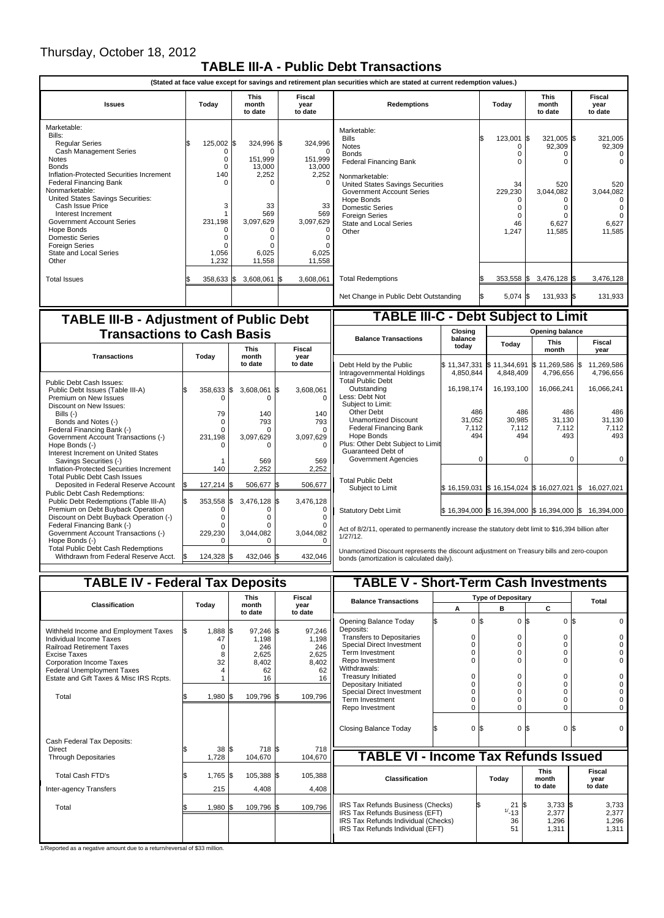Thursday, October 18, 2012

# TABLE III-A - Public Debt Transactions

(Stated at face value except for savings and retirement plan securities which are stated at current redemption values.)

| Issues | Today | This month to date | Fiscal year to date |
|---|---|---|---|
| Marketable: | | | |
| Bills: | | | |
| Regular Series | $ 125,002 | $ 324,996 | $ 324,996 |
| Cash Management Series | 0 | 0 | 0 |
| Notes | 0 | 151,999 | 151,999 |
| Bonds | 0 | 13,000 | 13,000 |
| Inflation-Protected Securities Increment | 140 | 2,252 | 2,252 |
| Federal Financing Bank | 0 | 0 | 0 |
| Nonmarketable: | | | |
| United States Savings Securities: | | | |
| Cash Issue Price | 3 | 33 | 33 |
| Interest Increment | 1 | 569 | 569 |
| Government Account Series | 231,198 | 3,097,629 | 3,097,629 |
| Hope Bonds | 0 | 0 | 0 |
| Domestic Series | 0 | 0 | 0 |
| Foreign Series | 0 | 0 | 0 |
| State and Local Series | 1,056 | 6,025 | 6,025 |
| Other | 1,232 | 11,558 | 11,558 |
| Total Issues | $ 358,633 | $ 3,608,061 | $ 3,608,061 |

| Redemptions | Today | This month to date | Fiscal year to date |
|---|---|---|---|
| Marketable: | | | |
| Bills | $ 123,001 | $ 321,005 | $ 321,005 |
| Notes | 0 | 92,309 | 92,309 |
| Bonds | 0 | 0 | 0 |
| Federal Financing Bank | 0 | 0 | 0 |
| Nonmarketable: | | | |
| United States Savings Securities | 34 | 520 | 520 |
| Government Account Series | 229,230 | 3,044,082 | 3,044,082 |
| Hope Bonds | 0 | 0 | 0 |
| Domestic Series | 0 | 0 | 0 |
| Foreign Series | 0 | 0 | 0 |
| State and Local Series | 46 | 6,627 | 6,627 |
| Other | 1,247 | 11,585 | 11,585 |
| Total Redemptions | $ 353,558 | $ 3,476,128 | $ 3,476,128 |
| Net Change in Public Debt Outstanding | $ 5,074 | $ 131,933 | $ 131,933 |

# TABLE III-B - Adjustment of Public Debt Transactions to Cash Basis

| Transactions | Today | This month to date | Fiscal year to date |
|---|---|---|---|
| Public Debt Cash Issues: | | | |
| Public Debt Issues (Table III-A) | $ 358,633 | $ 3,608,061 | $ 3,608,061 |
| Premium on New Issues | 0 | 0 | 0 |
| Discount on New Issues: | | | |
| Bills (-) | 79 | 140 | 140 |
| Bonds and Notes (-) | 0 | 793 | 793 |
| Federal Financing Bank (-) | 0 | 0 | 0 |
| Government Account Transactions (-) | 231,198 | 3,097,629 | 3,097,629 |
| Hope Bonds (-) | 0 | 0 | 0 |
| Interest Increment on United States Savings Securities (-) | 1 | 569 | 569 |
| Inflation-Protected Securities Increment | 140 | 2,252 | 2,252 |
| Total Public Debt Cash Issues Deposited in Federal Reserve Account | $ 127,214 | $ 506,677 | $ 506,677 |
| Public Debt Cash Redemptions: | | | |
| Public Debt Redemptions (Table III-A) | $ 353,558 | $ 3,476,128 | $ 3,476,128 |
| Premium on Debt Buyback Operation | 0 | 0 | 0 |
| Discount on Debt Buyback Operation (-) | 0 | 0 | 0 |
| Federal Financing Bank (-) | 0 | 0 | 0 |
| Government Account Transactions (-) | 229,230 | 3,044,082 | 3,044,082 |
| Hope Bonds (-) | 0 | 0 | 0 |
| Total Public Debt Cash Redemptions Withdrawn from Federal Reserve Acct. | $ 124,328 | $ 432,046 | $ 432,046 |

# TABLE III-C - Debt Subject to Limit

| Balance Transactions | Closing balance today | Opening balance Today | Opening balance This month | Opening balance Fiscal year |
|---|---|---|---|---|
| Debt Held by the Public | $ 11,347,331 | $ 11,344,691 | $ 11,269,586 | $ 11,269,586 |
| Intragovernmental Holdings | 4,850,844 | 4,848,409 | 4,796,656 | 4,796,656 |
| Total Public Debt Outstanding | 16,198,174 | 16,193,100 | 16,066,241 | 16,066,241 |
| Less: Debt Not Subject to Limit: | | | | |
| Other Debt | 486 | 486 | 486 | 486 |
| Unamortized Discount | 31,052 | 30,985 | 31,130 | 31,130 |
| Federal Financing Bank | 7,112 | 7,112 | 7,112 | 7,112 |
| Hope Bonds | 494 | 494 | 493 | 493 |
| Plus: Other Debt Subject to Limit | | | | |
| Guaranteed Debt of Government Agencies | 0 | 0 | 0 | 0 |
| Total Public Debt Subject to Limit | $ 16,159,031 | $ 16,154,024 | $ 16,027,021 | $ 16,027,021 |
| Statutory Debt Limit | $ 16,394,000 | $ 16,394,000 | $ 16,394,000 | $ 16,394,000 |

Act of 8/2/11, operated to permanently increase the statutory debt limit to $16,394 billion after 1/27/12.

Unamortized Discount represents the discount adjustment on Treasury bills and zero-coupon bonds (amortization is calculated daily).

# TABLE IV - Federal Tax Deposits

| Classification | Today | This month to date | Fiscal year to date |
|---|---|---|---|
| Withheld Income and Employment Taxes | $ 1,888 | $ 97,246 | $ 97,246 |
| Individual Income Taxes | 47 | 1,198 | 1,198 |
| Railroad Retirement Taxes | 0 | 246 | 246 |
| Excise Taxes | 8 | 2,625 | 2,625 |
| Corporation Income Taxes | 32 | 8,402 | 8,402 |
| Federal Unemployment Taxes | 4 | 62 | 62 |
| Estate and Gift Taxes & Misc IRS Rcpts. | 1 | 16 | 16 |
| Total | $ 1,980 | $ 109,796 | $ 109,796 |
| Cash Federal Tax Deposits: | | | |
| Direct | $ 38 | $ 718 | $ 718 |
| Through Depositaries | 1,728 | 104,670 | 104,670 |
| Total Cash FTD's | $ 1,765 | $ 105,388 | $ 105,388 |
| Inter-agency Transfers | 215 | 4,408 | 4,408 |
| Total | $ 1,980 | $ 109,796 | $ 109,796 |

# TABLE V - Short-Term Cash Investments

| Balance Transactions | Type of Depositary A | B | C | Total |
|---|---|---|---|---|
| Opening Balance Today | $ 0 | $ 0 | $ 0 | $ 0 |
| Deposits: | | | | |
| Transfers to Depositaries | 0 | 0 | 0 | 0 |
| Special Direct Investment | 0 | 0 | 0 | 0 |
| Term Investment | 0 | 0 | 0 | 0 |
| Repo Investment | 0 | 0 | 0 | 0 |
| Withdrawals: | | | | |
| Treasury Initiated | 0 | 0 | 0 | 0 |
| Depositary Initiated | 0 | 0 | 0 | 0 |
| Special Direct Investment | 0 | 0 | 0 | 0 |
| Term Investment | 0 | 0 | 0 | 0 |
| Repo Investment | 0 | 0 | 0 | 0 |
| Closing Balance Today | $ 0 | $ 0 | $ 0 | $ 0 |

# TABLE VI - Income Tax Refunds Issued

| Classification | Today | This month to date | Fiscal year to date |
|---|---|---|---|
| IRS Tax Refunds Business (Checks) | $ 21 | $ 3,733 | $ 3,733 |
| IRS Tax Refunds Business (EFT) | [1] -13 | 2,377 | 2,377 |
| IRS Tax Refunds Individual (Checks) | 36 | 1,296 | 1,296 |
| IRS Tax Refunds Individual (EFT) | 51 | 1,311 | 1,311 |

1/Reported as a negative amount due to a return/reversal of $33 million.